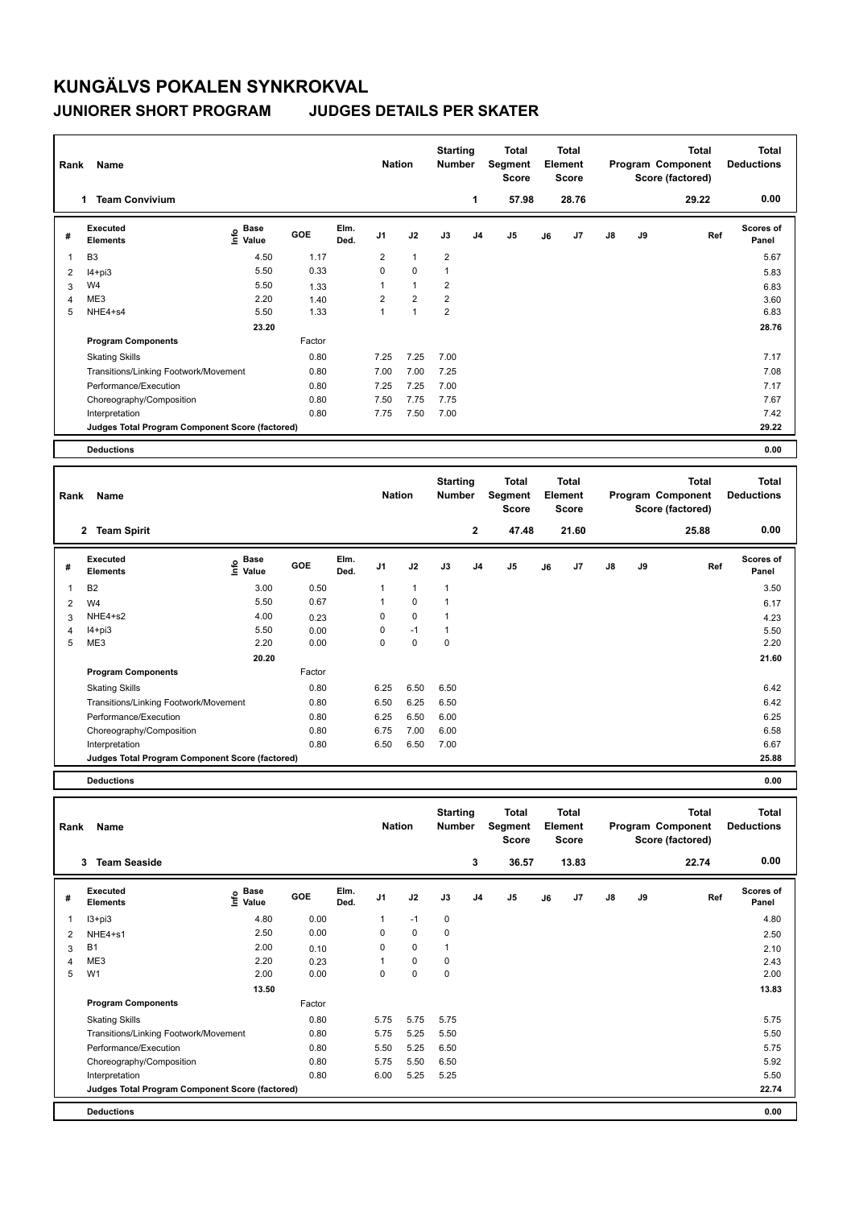# KUNGÄLVS POKALEN SYNKROKVAL

## JUNIORER SHORT PROGRAM    JUDGES DETAILS PER SKATER

| Rank | Name | Nation | Starting Number | Total Segment Score | Total Element Score | Total Program Component Score (factored) | Total Deductions |
|---|---|---|---|---|---|---|---|
| 1 | Team Convivium | | 1 | 57.98 | 28.76 | 29.22 | 0.00 |

| # | Executed Elements | Info | Base Value | GOE | Elm. Ded. | J1 | J2 | J3 | J4 | J5 | J6 | J7 | J8 | J9 | Ref | Scores of Panel |
|---|---|---|---|---|---|---|---|---|---|---|---|---|---|---|---|---|
| 1 | B3 | | 4.50 | 1.17 | | 2 | 1 | 2 | | | | | | | | 5.67 |
| 2 | I4+pi3 | | 5.50 | 0.33 | | 0 | 0 | 1 | | | | | | | | 5.83 |
| 3 | W4 | | 5.50 | 1.33 | | 1 | 1 | 2 | | | | | | | | 6.83 |
| 4 | ME3 | | 2.20 | 1.40 | | 2 | 2 | 2 | | | | | | | | 3.60 |
| 5 | NHE4+s4 | | 5.50 | 1.33 | | 1 | 1 | 2 | | | | | | | | 6.83 |
| | | | 23.20 | | | | | | | | | | | | | 28.76 |
| | **Program Components** | | | Factor | | | | | | | | | | | | |
| | Skating Skills | | | 0.80 | | 7.25 | 7.25 | 7.00 | | | | | | | | 7.17 |
| | Transitions/Linking Footwork/Movement | | | 0.80 | | 7.00 | 7.00 | 7.25 | | | | | | | | 7.08 |
| | Performance/Execution | | | 0.80 | | 7.25 | 7.25 | 7.00 | | | | | | | | 7.17 |
| | Choreography/Composition | | | 0.80 | | 7.50 | 7.75 | 7.75 | | | | | | | | 7.67 |
| | Interpretation | | | 0.80 | | 7.75 | 7.50 | 7.00 | | | | | | | | 7.42 |
| | **Judges Total Program Component Score (factored)** | | | | | | | | | | | | | | | 29.22 |
| | **Deductions** | | | | | | | | | | | | | | | 0.00 |

| Rank | Name | Nation | Starting Number | Total Segment Score | Total Element Score | Total Program Component Score (factored) | Total Deductions |
|---|---|---|---|---|---|---|---|
| 2 | Team Spirit | | 2 | 47.48 | 21.60 | 25.88 | 0.00 |

| # | Executed Elements | Info | Base Value | GOE | Elm. Ded. | J1 | J2 | J3 | J4 | J5 | J6 | J7 | J8 | J9 | Ref | Scores of Panel |
|---|---|---|---|---|---|---|---|---|---|---|---|---|---|---|---|---|
| 1 | B2 | | 3.00 | 0.50 | | 1 | 1 | 1 | | | | | | | | 3.50 |
| 2 | W4 | | 5.50 | 0.67 | | 1 | 0 | 1 | | | | | | | | 6.17 |
| 3 | NHE4+s2 | | 4.00 | 0.23 | | 0 | 0 | 1 | | | | | | | | 4.23 |
| 4 | I4+pi3 | | 5.50 | 0.00 | | 0 | -1 | 1 | | | | | | | | 5.50 |
| 5 | ME3 | | 2.20 | 0.00 | | 0 | 0 | 0 | | | | | | | | 2.20 |
| | | | 20.20 | | | | | | | | | | | | | 21.60 |
| | **Program Components** | | | Factor | | | | | | | | | | | | |
| | Skating Skills | | | 0.80 | | 6.25 | 6.50 | 6.50 | | | | | | | | 6.42 |
| | Transitions/Linking Footwork/Movement | | | 0.80 | | 6.50 | 6.25 | 6.50 | | | | | | | | 6.42 |
| | Performance/Execution | | | 0.80 | | 6.25 | 6.50 | 6.00 | | | | | | | | 6.25 |
| | Choreography/Composition | | | 0.80 | | 6.75 | 7.00 | 6.00 | | | | | | | | 6.58 |
| | Interpretation | | | 0.80 | | 6.50 | 6.50 | 7.00 | | | | | | | | 6.67 |
| | **Judges Total Program Component Score (factored)** | | | | | | | | | | | | | | | 25.88 |
| | **Deductions** | | | | | | | | | | | | | | | 0.00 |

| Rank | Name | Nation | Starting Number | Total Segment Score | Total Element Score | Total Program Component Score (factored) | Total Deductions |
|---|---|---|---|---|---|---|---|
| 3 | Team Seaside | | 3 | 36.57 | 13.83 | 22.74 | 0.00 |

| # | Executed Elements | Info | Base Value | GOE | Elm. Ded. | J1 | J2 | J3 | J4 | J5 | J6 | J7 | J8 | J9 | Ref | Scores of Panel |
|---|---|---|---|---|---|---|---|---|---|---|---|---|---|---|---|---|
| 1 | I3+pi3 | | 4.80 | 0.00 | | 1 | -1 | 0 | | | | | | | | 4.80 |
| 2 | NHE4+s1 | | 2.50 | 0.00 | | 0 | 0 | 0 | | | | | | | | 2.50 |
| 3 | B1 | | 2.00 | 0.10 | | 0 | 0 | 1 | | | | | | | | 2.10 |
| 4 | ME3 | | 2.20 | 0.23 | | 1 | 0 | 0 | | | | | | | | 2.43 |
| 5 | W1 | | 2.00 | 0.00 | | 0 | 0 | 0 | | | | | | | | 2.00 |
| | | | 13.50 | | | | | | | | | | | | | 13.83 |
| | **Program Components** | | | Factor | | | | | | | | | | | | |
| | Skating Skills | | | 0.80 | | 5.75 | 5.75 | 5.75 | | | | | | | | 5.75 |
| | Transitions/Linking Footwork/Movement | | | 0.80 | | 5.75 | 5.25 | 5.50 | | | | | | | | 5.50 |
| | Performance/Execution | | | 0.80 | | 5.50 | 5.25 | 6.50 | | | | | | | | 5.75 |
| | Choreography/Composition | | | 0.80 | | 5.75 | 5.50 | 6.50 | | | | | | | | 5.92 |
| | Interpretation | | | 0.80 | | 6.00 | 5.25 | 5.25 | | | | | | | | 5.50 |
| | **Judges Total Program Component Score (factored)** | | | | | | | | | | | | | | | 22.74 |
| | **Deductions** | | | | | | | | | | | | | | | 0.00 |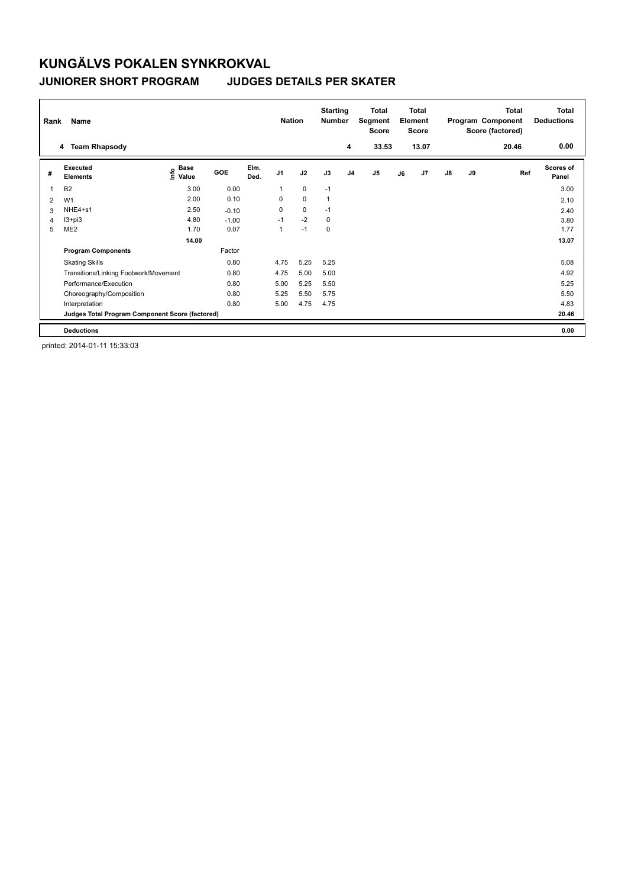# KUNGÄLVS POKALEN SYNKROKVAL

## JUNIORER SHORT PROGRAM JUDGES DETAILS PER SKATER

| Rank | Name | Nation | Starting Number | Total Segment Score | Total Element Score | Total Program Component Score (factored) | Total Deductions |
|---|---|---|---|---|---|---|---|
| 4 | Team Rhapsody | | 4 | 33.53 | 13.07 | 20.46 | 0.00 |

| # | Executed Elements | Info | Base Value | GOE | Elm. Ded. | J1 | J2 | J3 | J4 | J5 | J6 | J7 | J8 | J9 | Ref | Scores of Panel |
|---|---|---|---|---|---|---|---|---|---|---|---|---|---|---|---|---|
| 1 | B2 | | 3.00 | 0.00 | | 1 | 0 | -1 | | | | | | | | 3.00 |
| 2 | W1 | | 2.00 | 0.10 | | 0 | 0 | 1 | | | | | | | | 2.10 |
| 3 | NHE4+s1 | | 2.50 | -0.10 | | 0 | 0 | -1 | | | | | | | | 2.40 |
| 4 | I3+pi3 | | 4.80 | -1.00 | | -1 | -2 | 0 | | | | | | | | 3.80 |
| 5 | ME2 | | 1.70 | 0.07 | | 1 | -1 | 0 | | | | | | | | 1.77 |
| | | | 14.00 | | | | | | | | | | | | | 13.07 |
| | **Program Components** | | | Factor | | | | | | | | | | | | |
| | Skating Skills | | | 0.80 | | 4.75 | 5.25 | 5.25 | | | | | | | | 5.08 |
| | Transitions/Linking Footwork/Movement | | | 0.80 | | 4.75 | 5.00 | 5.00 | | | | | | | | 4.92 |
| | Performance/Execution | | | 0.80 | | 5.00 | 5.25 | 5.50 | | | | | | | | 5.25 |
| | Choreography/Composition | | | 0.80 | | 5.25 | 5.50 | 5.75 | | | | | | | | 5.50 |
| | Interpretation | | | 0.80 | | 5.00 | 4.75 | 4.75 | | | | | | | | 4.83 |
| | **Judges Total Program Component Score (factored)** | | | | | | | | | | | | | | | 20.46 |
| | **Deductions** | | | | | | | | | | | | | | | 0.00 |

printed: 2014-01-11 15:33:03